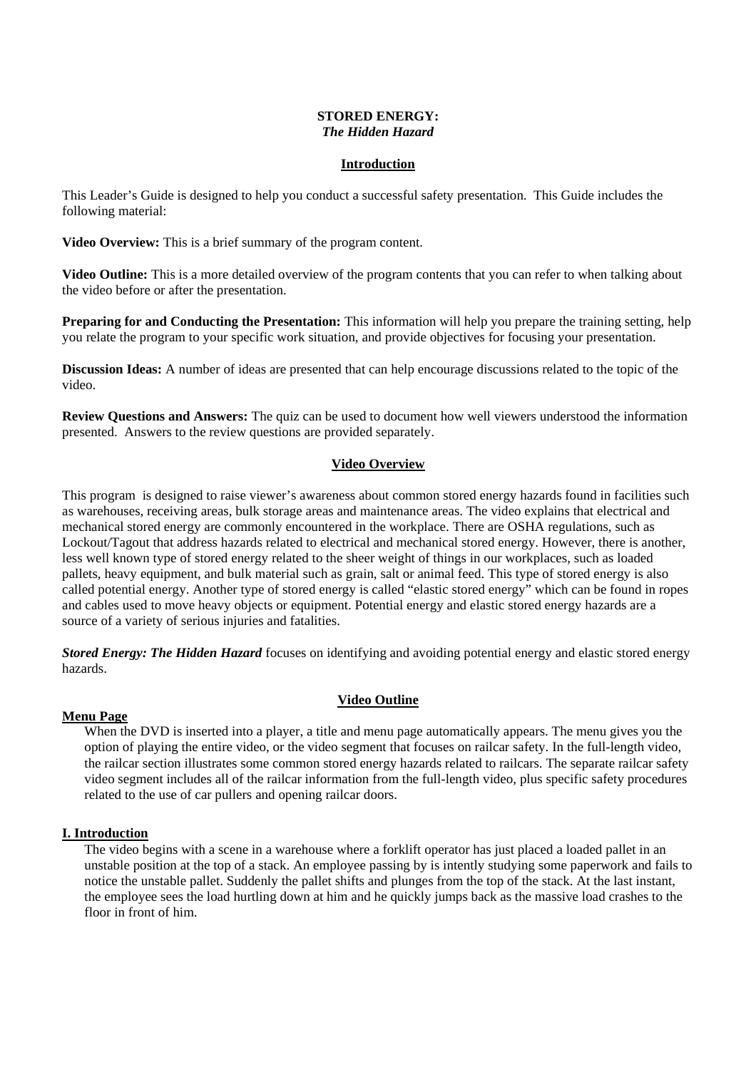# STORED ENERGY:
## *The Hidden Hazard*

### Introduction

This Leader's Guide is designed to help you conduct a successful safety presentation. This Guide includes the following material:

**Video Overview:** This is a brief summary of the program content.

**Video Outline:** This is a more detailed overview of the program contents that you can refer to when talking about the video before or after the presentation.

**Preparing for and Conducting the Presentation:** This information will help you prepare the training setting, help you relate the program to your specific work situation, and provide objectives for focusing your presentation.

**Discussion Ideas:** A number of ideas are presented that can help encourage discussions related to the topic of the video.

**Review Questions and Answers:** The quiz can be used to document how well viewers understood the information presented. Answers to the review questions are provided separately.

### Video Overview

This program is designed to raise viewer's awareness about common stored energy hazards found in facilities such as warehouses, receiving areas, bulk storage areas and maintenance areas. The video explains that electrical and mechanical stored energy are commonly encountered in the workplace. There are OSHA regulations, such as Lockout/Tagout that address hazards related to electrical and mechanical stored energy. However, there is another, less well known type of stored energy related to the sheer weight of things in our workplaces, such as loaded pallets, heavy equipment, and bulk material such as grain, salt or animal feed. This type of stored energy is also called potential energy. Another type of stored energy is called "elastic stored energy" which can be found in ropes and cables used to move heavy objects or equipment. Potential energy and elastic stored energy hazards are a source of a variety of serious injuries and fatalities.

***Stored Energy: The Hidden Hazard*** focuses on identifying and avoiding potential energy and elastic stored energy hazards.

### Video Outline

**Menu Page**

When the DVD is inserted into a player, a title and menu page automatically appears. The menu gives you the option of playing the entire video, or the video segment that focuses on railcar safety. In the full-length video, the railcar section illustrates some common stored energy hazards related to railcars. The separate railcar safety video segment includes all of the railcar information from the full-length video, plus specific safety procedures related to the use of car pullers and opening railcar doors.

**I. Introduction**

The video begins with a scene in a warehouse where a forklift operator has just placed a loaded pallet in an unstable position at the top of a stack. An employee passing by is intently studying some paperwork and fails to notice the unstable pallet. Suddenly the pallet shifts and plunges from the top of the stack. At the last instant, the employee sees the load hurtling down at him and he quickly jumps back as the massive load crashes to the floor in front of him.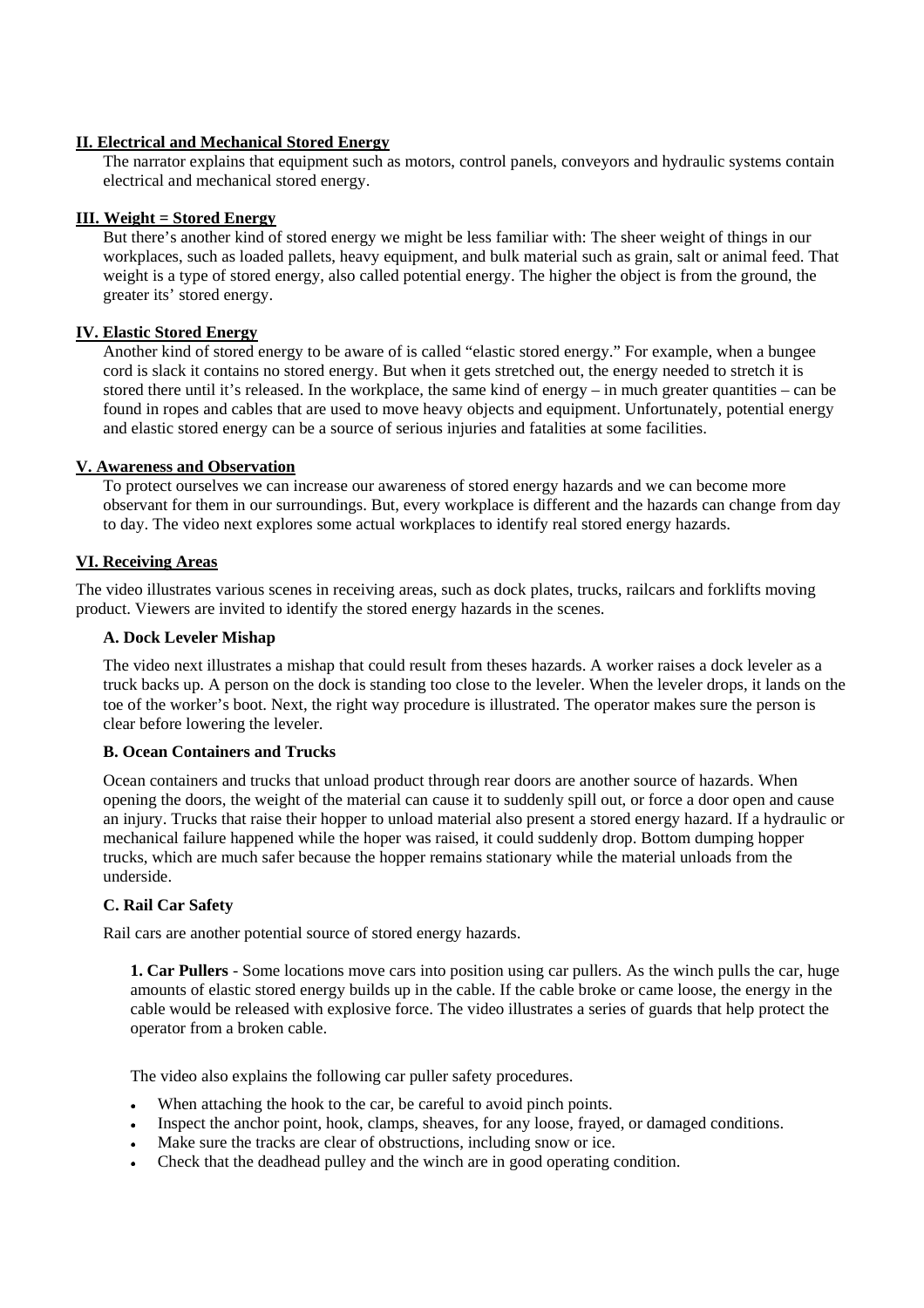## II. Electrical and Mechanical Stored Energy

The narrator explains that equipment such as motors, control panels, conveyors and hydraulic systems contain electrical and mechanical stored energy.

## III. Weight = Stored Energy

But there's another kind of stored energy we might be less familiar with: The sheer weight of things in our workplaces, such as loaded pallets, heavy equipment, and bulk material such as grain, salt or animal feed. That weight is a type of stored energy, also called potential energy. The higher the object is from the ground, the greater its' stored energy.

## IV. Elastic Stored Energy

Another kind of stored energy to be aware of is called "elastic stored energy." For example, when a bungee cord is slack it contains no stored energy. But when it gets stretched out, the energy needed to stretch it is stored there until it's released. In the workplace, the same kind of energy – in much greater quantities – can be found in ropes and cables that are used to move heavy objects and equipment. Unfortunately, potential energy and elastic stored energy can be a source of serious injuries and fatalities at some facilities.

## V. Awareness and Observation

To protect ourselves we can increase our awareness of stored energy hazards and we can become more observant for them in our surroundings. But, every workplace is different and the hazards can change from day to day. The video next explores some actual workplaces to identify real stored energy hazards.

## VI. Receiving Areas

The video illustrates various scenes in receiving areas, such as dock plates, trucks, railcars and forklifts moving product. Viewers are invited to identify the stored energy hazards in the scenes.

### A. Dock Leveler Mishap

The video next illustrates a mishap that could result from theses hazards. A worker raises a dock leveler as a truck backs up. A person on the dock is standing too close to the leveler. When the leveler drops, it lands on the toe of the worker's boot. Next, the right way procedure is illustrated. The operator makes sure the person is clear before lowering the leveler.

### B. Ocean Containers and Trucks

Ocean containers and trucks that unload product through rear doors are another source of hazards. When opening the doors, the weight of the material can cause it to suddenly spill out, or force a door open and cause an injury. Trucks that raise their hopper to unload material also present a stored energy hazard. If a hydraulic or mechanical failure happened while the hoper was raised, it could suddenly drop. Bottom dumping hopper trucks, which are much safer because the hopper remains stationary while the material unloads from the underside.

### C. Rail Car Safety

Rail cars are another potential source of stored energy hazards.

**1. Car Pullers** - Some locations move cars into position using car pullers. As the winch pulls the car, huge amounts of elastic stored energy builds up in the cable. If the cable broke or came loose, the energy in the cable would be released with explosive force. The video illustrates a series of guards that help protect the operator from a broken cable.

The video also explains the following car puller safety procedures.

- When attaching the hook to the car, be careful to avoid pinch points.
- Inspect the anchor point, hook, clamps, sheaves, for any loose, frayed, or damaged conditions.
- Make sure the tracks are clear of obstructions, including snow or ice.
- Check that the deadhead pulley and the winch are in good operating condition.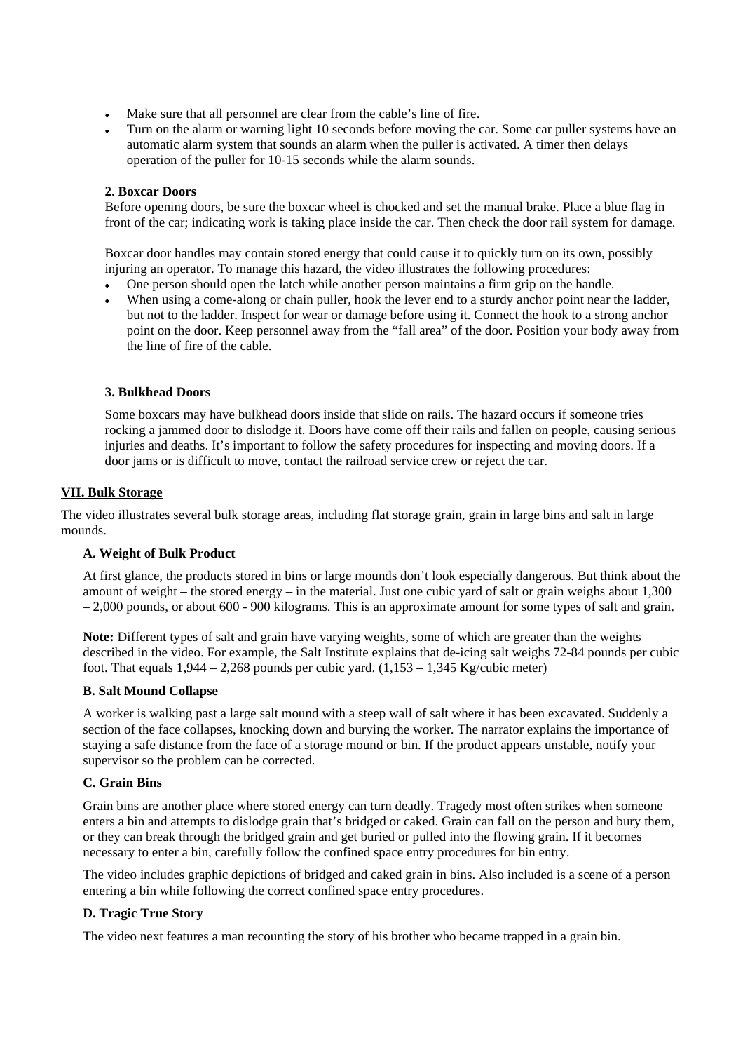- Make sure that all personnel are clear from the cable's line of fire.
- Turn on the alarm or warning light 10 seconds before moving the car. Some car puller systems have an automatic alarm system that sounds an alarm when the puller is activated. A timer then delays operation of the puller for 10-15 seconds while the alarm sounds.

#### 2. Boxcar Doors

Before opening doors, be sure the boxcar wheel is chocked and set the manual brake. Place a blue flag in front of the car; indicating work is taking place inside the car. Then check the door rail system for damage.

Boxcar door handles may contain stored energy that could cause it to quickly turn on its own, possibly injuring an operator. To manage this hazard, the video illustrates the following procedures:

- One person should open the latch while another person maintains a firm grip on the handle.
- When using a come-along or chain puller, hook the lever end to a sturdy anchor point near the ladder, but not to the ladder. Inspect for wear or damage before using it. Connect the hook to a strong anchor point on the door. Keep personnel away from the "fall area" of the door. Position your body away from the line of fire of the cable.

#### 3. Bulkhead Doors

Some boxcars may have bulkhead doors inside that slide on rails. The hazard occurs if someone tries rocking a jammed door to dislodge it. Doors have come off their rails and fallen on people, causing serious injuries and deaths. It's important to follow the safety procedures for inspecting and moving doors. If a door jams or is difficult to move, contact the railroad service crew or reject the car.

## VII. Bulk Storage

The video illustrates several bulk storage areas, including flat storage grain, grain in large bins and salt in large mounds.

### A. Weight of Bulk Product

At first glance, the products stored in bins or large mounds don't look especially dangerous. But think about the amount of weight – the stored energy – in the material. Just one cubic yard of salt or grain weighs about 1,300 – 2,000 pounds, or about 600 - 900 kilograms. This is an approximate amount for some types of salt and grain.

**Note:** Different types of salt and grain have varying weights, some of which are greater than the weights described in the video. For example, the Salt Institute explains that de-icing salt weighs 72-84 pounds per cubic foot. That equals 1,944 – 2,268 pounds per cubic yard. (1,153 – 1,345 Kg/cubic meter)

### B. Salt Mound Collapse

A worker is walking past a large salt mound with a steep wall of salt where it has been excavated. Suddenly a section of the face collapses, knocking down and burying the worker. The narrator explains the importance of staying a safe distance from the face of a storage mound or bin. If the product appears unstable, notify your supervisor so the problem can be corrected.

### C. Grain Bins

Grain bins are another place where stored energy can turn deadly. Tragedy most often strikes when someone enters a bin and attempts to dislodge grain that's bridged or caked. Grain can fall on the person and bury them, or they can break through the bridged grain and get buried or pulled into the flowing grain. If it becomes necessary to enter a bin, carefully follow the confined space entry procedures for bin entry.

The video includes graphic depictions of bridged and caked grain in bins. Also included is a scene of a person entering a bin while following the correct confined space entry procedures.

### D. Tragic True Story

The video next features a man recounting the story of his brother who became trapped in a grain bin.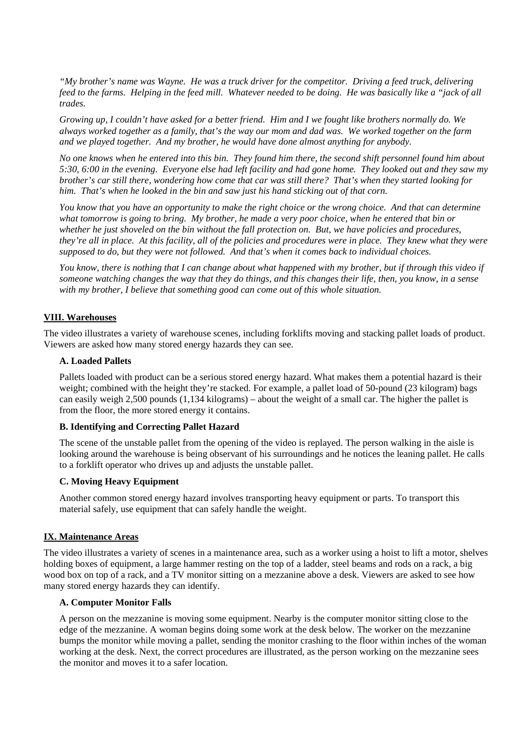*"My brother's name was Wayne. He was a truck driver for the competitor. Driving a feed truck, delivering feed to the farms. Helping in the feed mill. Whatever needed to be doing. He was basically like a "jack of all trades.*

*Growing up, I couldn't have asked for a better friend. Him and I we fought like brothers normally do. We always worked together as a family, that's the way our mom and dad was. We worked together on the farm and we played together. And my brother, he would have done almost anything for anybody.*

*No one knows when he entered into this bin. They found him there, the second shift personnel found him about 5:30, 6:00 in the evening. Everyone else had left facility and had gone home. They looked out and they saw my brother's car still there, wondering how come that car was still there? That's when they started looking for him. That's when he looked in the bin and saw just his hand sticking out of that corn.*

*You know that you have an opportunity to make the right choice or the wrong choice. And that can determine what tomorrow is going to bring. My brother, he made a very poor choice, when he entered that bin or whether he just shoveled on the bin without the fall protection on. But, we have policies and procedures, they're all in place. At this facility, all of the policies and procedures were in place. They knew what they were supposed to do, but they were not followed. And that's when it comes back to individual choices.*

*You know, there is nothing that I can change about what happened with my brother, but if through this video if someone watching changes the way that they do things, and this changes their life, then, you know, in a sense with my brother, I believe that something good can come out of this whole situation.*

## VIII. Warehouses

The video illustrates a variety of warehouse scenes, including forklifts moving and stacking pallet loads of product. Viewers are asked how many stored energy hazards they can see.

### A. Loaded Pallets

Pallets loaded with product can be a serious stored energy hazard. What makes them a potential hazard is their weight; combined with the height they're stacked. For example, a pallet load of 50-pound (23 kilogram) bags can easily weigh 2,500 pounds (1,134 kilograms) – about the weight of a small car. The higher the pallet is from the floor, the more stored energy it contains.

### B. Identifying and Correcting Pallet Hazard

The scene of the unstable pallet from the opening of the video is replayed. The person walking in the aisle is looking around the warehouse is being observant of his surroundings and he notices the leaning pallet. He calls to a forklift operator who drives up and adjusts the unstable pallet.

### C. Moving Heavy Equipment

Another common stored energy hazard involves transporting heavy equipment or parts. To transport this material safely, use equipment that can safely handle the weight.

## IX. Maintenance Areas

The video illustrates a variety of scenes in a maintenance area, such as a worker using a hoist to lift a motor, shelves holding boxes of equipment, a large hammer resting on the top of a ladder, steel beams and rods on a rack, a big wood box on top of a rack, and a TV monitor sitting on a mezzanine above a desk. Viewers are asked to see how many stored energy hazards they can identify.

### A. Computer Monitor Falls

A person on the mezzanine is moving some equipment. Nearby is the computer monitor sitting close to the edge of the mezzanine. A woman begins doing some work at the desk below. The worker on the mezzanine bumps the monitor while moving a pallet, sending the monitor crashing to the floor within inches of the woman working at the desk. Next, the correct procedures are illustrated, as the person working on the mezzanine sees the monitor and moves it to a safer location.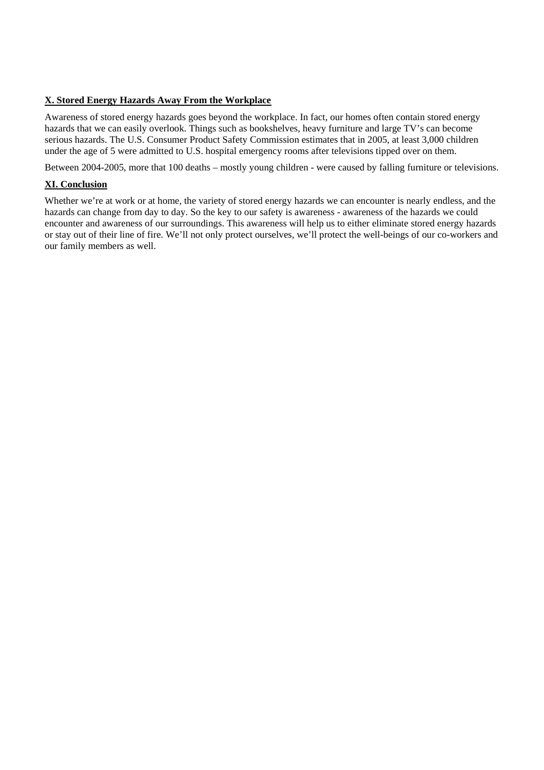**X. Stored Energy Hazards Away From the Workplace**

Awareness of stored energy hazards goes beyond the workplace. In fact, our homes often contain stored energy hazards that we can easily overlook. Things such as bookshelves, heavy furniture and large TV's can become serious hazards. The U.S. Consumer Product Safety Commission estimates that in 2005, at least 3,000 children under the age of 5 were admitted to U.S. hospital emergency rooms after televisions tipped over on them.

Between 2004-2005, more that 100 deaths – mostly young children - were caused by falling furniture or televisions.

**XI. Conclusion**

Whether we're at work or at home, the variety of stored energy hazards we can encounter is nearly endless, and the hazards can change from day to day. So the key to our safety is awareness - awareness of the hazards we could encounter and awareness of our surroundings. This awareness will help us to either eliminate stored energy hazards or stay out of their line of fire. We'll not only protect ourselves, we'll protect the well-beings of our co-workers and our family members as well.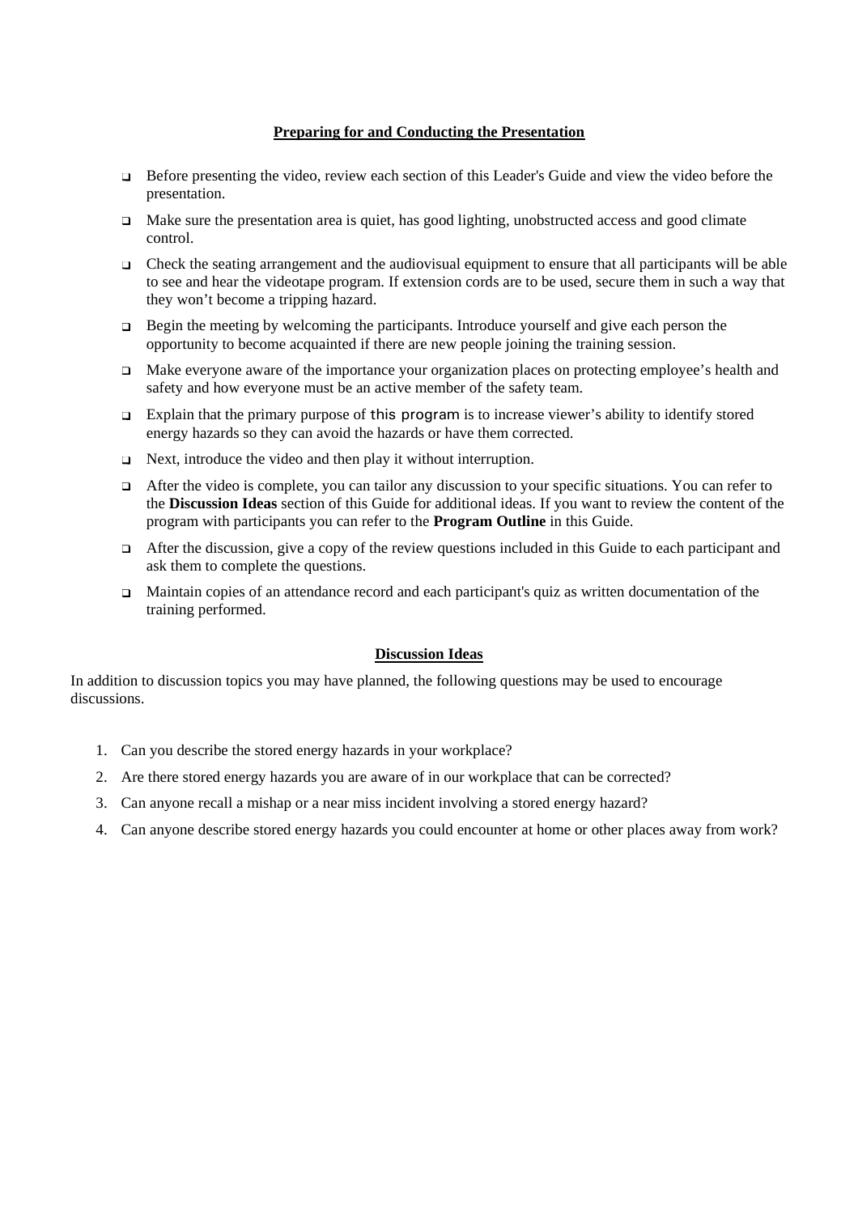## Preparing for and Conducting the Presentation

- Before presenting the video, review each section of this Leader's Guide and view the video before the presentation.
- Make sure the presentation area is quiet, has good lighting, unobstructed access and good climate control.
- Check the seating arrangement and the audiovisual equipment to ensure that all participants will be able to see and hear the videotape program. If extension cords are to be used, secure them in such a way that they won't become a tripping hazard.
- Begin the meeting by welcoming the participants. Introduce yourself and give each person the opportunity to become acquainted if there are new people joining the training session.
- Make everyone aware of the importance your organization places on protecting employee's health and safety and how everyone must be an active member of the safety team.
- Explain that the primary purpose of this program is to increase viewer's ability to identify stored energy hazards so they can avoid the hazards or have them corrected.
- Next, introduce the video and then play it without interruption.
- After the video is complete, you can tailor any discussion to your specific situations. You can refer to the **Discussion Ideas** section of this Guide for additional ideas. If you want to review the content of the program with participants you can refer to the **Program Outline** in this Guide.
- After the discussion, give a copy of the review questions included in this Guide to each participant and ask them to complete the questions.
- Maintain copies of an attendance record and each participant's quiz as written documentation of the training performed.

## Discussion Ideas

In addition to discussion topics you may have planned, the following questions may be used to encourage discussions.

1. Can you describe the stored energy hazards in your workplace?
2. Are there stored energy hazards you are aware of in our workplace that can be corrected?
3. Can anyone recall a mishap or a near miss incident involving a stored energy hazard?
4. Can anyone describe stored energy hazards you could encounter at home or other places away from work?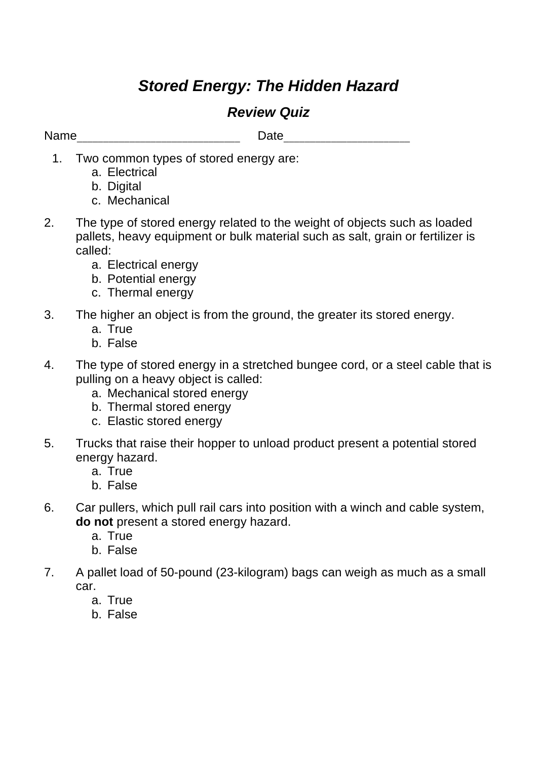# *Stored Energy: The Hidden Hazard*

## *Review Quiz*

Name________________________ Date__________________

1. Two common types of stored energy are:
   a. Electrical
   b. Digital
   c. Mechanical

2. The type of stored energy related to the weight of objects such as loaded pallets, heavy equipment or bulk material such as salt, grain or fertilizer is called:
   a. Electrical energy
   b. Potential energy
   c. Thermal energy

3. The higher an object is from the ground, the greater its stored energy.
   a. True
   b. False

4. The type of stored energy in a stretched bungee cord, or a steel cable that is pulling on a heavy object is called:
   a. Mechanical stored energy
   b. Thermal stored energy
   c. Elastic stored energy

5. Trucks that raise their hopper to unload product present a potential stored energy hazard.
   a. True
   b. False

6. Car pullers, which pull rail cars into position with a winch and cable system, **do not** present a stored energy hazard.
   a. True
   b. False

7. A pallet load of 50-pound (23-kilogram) bags can weigh as much as a small car.
   a. True
   b. False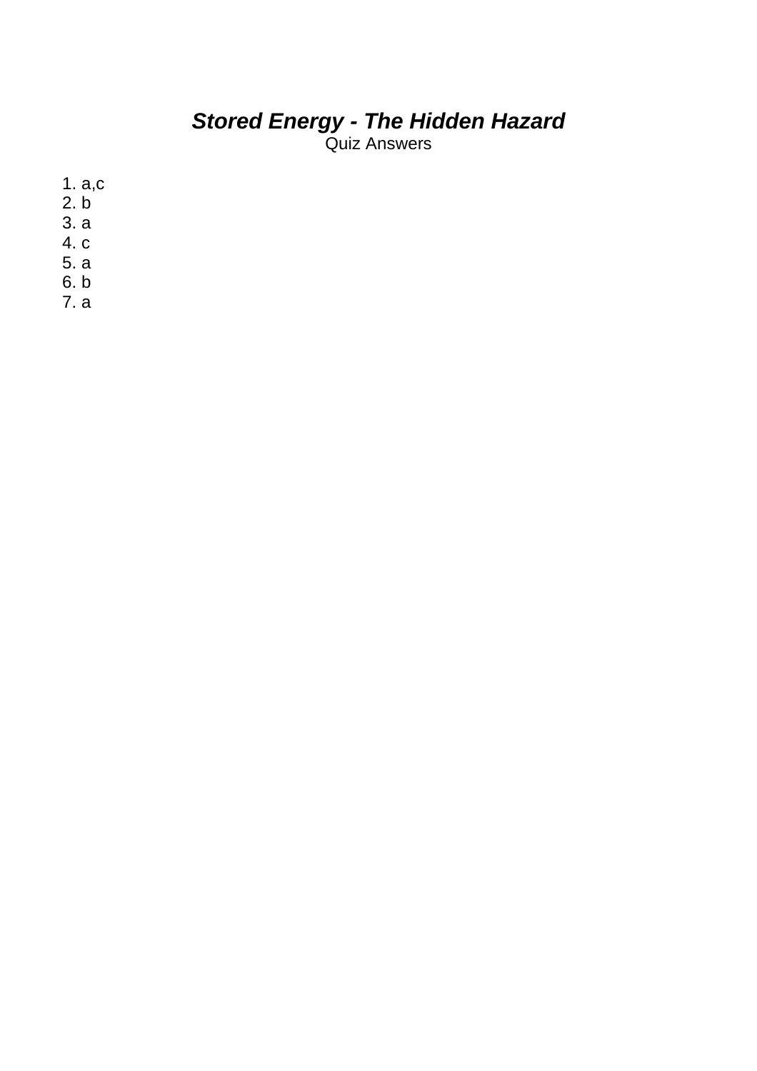# ***Stored Energy - The Hidden Hazard***

Quiz Answers

1. a,c
2. b
3. a
4. c
5. a
6. b
7. a